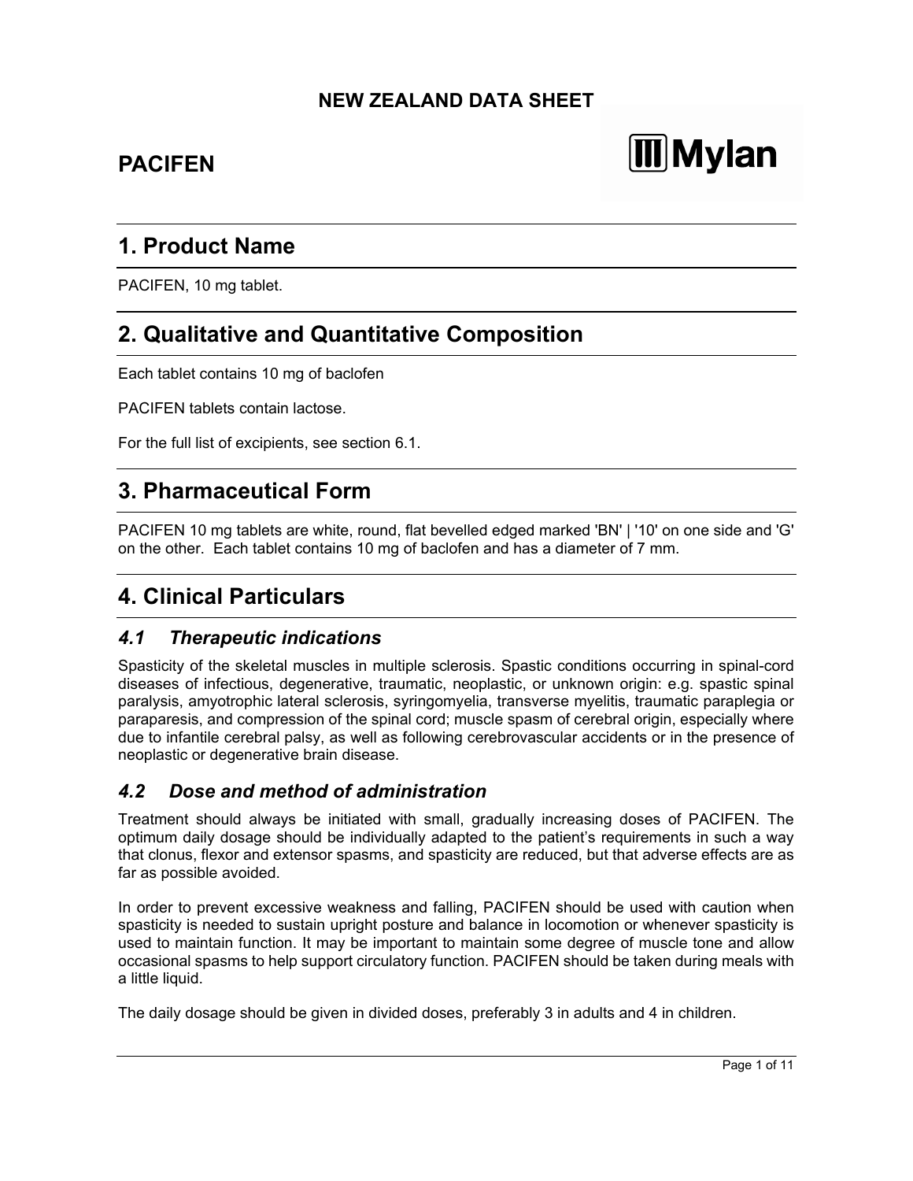**NEW ZEALAND DATA SHEET**

# PACIFEN

## 1. Product Name

PACIFEN, 10 mg tablet.

## 2. Qualitative and Quantitative Composition

Each tablet contains 10 mg of baclofen

PACIFEN tablets contain lactose.

For the full list of excipients, see section 6.1.

## 3. Pharmaceutical Form

PACIFEN 10 mg tablets are white, round, flat bevelled edged marked 'BN' | '10' on one side and 'G' on the other. Each tablet contains 10 mg of baclofen and has a diameter of 7 mm.

## 4. Clinical Particulars

### *4.1 Therapeutic indications*

Spasticity of the skeletal muscles in multiple sclerosis. Spastic conditions occurring in spinal-cord diseases of infectious, degenerative, traumatic, neoplastic, or unknown origin: e.g. spastic spinal paralysis, amyotrophic lateral sclerosis, syringomyelia, transverse myelitis, traumatic paraplegia or paraparesis, and compression of the spinal cord; muscle spasm of cerebral origin, especially where due to infantile cerebral palsy, as well as following cerebrovascular accidents or in the presence of neoplastic or degenerative brain disease.

### *4.2 Dose and method of administration*

Treatment should always be initiated with small, gradually increasing doses of PACIFEN. The optimum daily dosage should be individually adapted to the patient's requirements in such a way that clonus, flexor and extensor spasms, and spasticity are reduced, but that adverse effects are as far as possible avoided.

In order to prevent excessive weakness and falling, PACIFEN should be used with caution when spasticity is needed to sustain upright posture and balance in locomotion or whenever spasticity is used to maintain function. It may be important to maintain some degree of muscle tone and allow occasional spasms to help support circulatory function. PACIFEN should be taken during meals with a little liquid.

The daily dosage should be given in divided doses, preferably 3 in adults and 4 in children.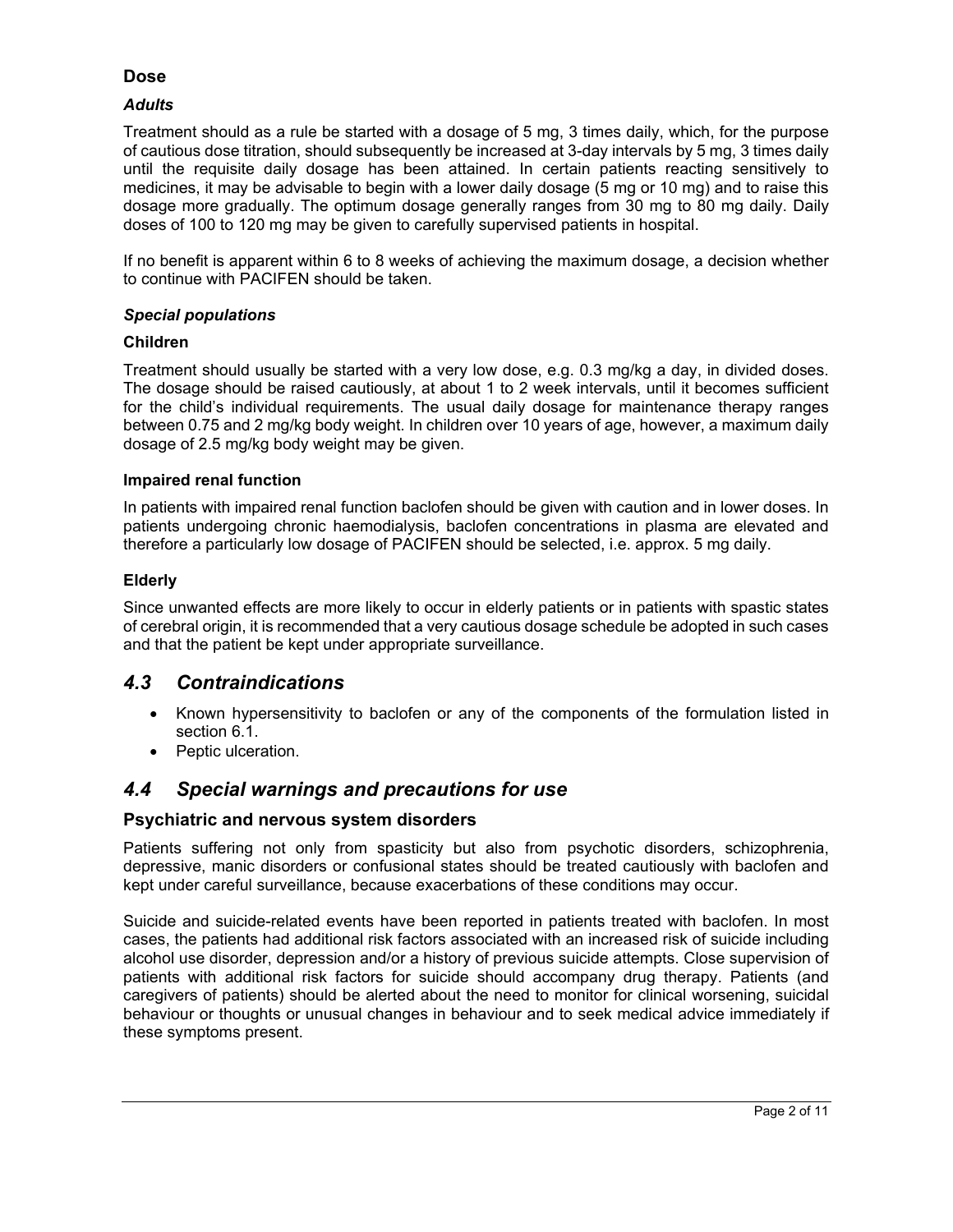### Dose

#### *Adults*

Treatment should as a rule be started with a dosage of 5 mg, 3 times daily, which, for the purpose of cautious dose titration, should subsequently be increased at 3-day intervals by 5 mg, 3 times daily until the requisite daily dosage has been attained. In certain patients reacting sensitively to medicines, it may be advisable to begin with a lower daily dosage (5 mg or 10 mg) and to raise this dosage more gradually. The optimum dosage generally ranges from 30 mg to 80 mg daily. Daily doses of 100 to 120 mg may be given to carefully supervised patients in hospital.

If no benefit is apparent within 6 to 8 weeks of achieving the maximum dosage, a decision whether to continue with PACIFEN should be taken.

#### *Special populations*

#### Children

Treatment should usually be started with a very low dose, e.g. 0.3 mg/kg a day, in divided doses. The dosage should be raised cautiously, at about 1 to 2 week intervals, until it becomes sufficient for the child's individual requirements. The usual daily dosage for maintenance therapy ranges between 0.75 and 2 mg/kg body weight. In children over 10 years of age, however, a maximum daily dosage of 2.5 mg/kg body weight may be given.

#### Impaired renal function

In patients with impaired renal function baclofen should be given with caution and in lower doses. In patients undergoing chronic haemodialysis, baclofen concentrations in plasma are elevated and therefore a particularly low dosage of PACIFEN should be selected, i.e. approx. 5 mg daily.

#### Elderly

Since unwanted effects are more likely to occur in elderly patients or in patients with spastic states of cerebral origin, it is recommended that a very cautious dosage schedule be adopted in such cases and that the patient be kept under appropriate surveillance.

## *4.3 Contraindications*

- Known hypersensitivity to baclofen or any of the components of the formulation listed in section 6.1.
- Peptic ulceration.

## *4.4 Special warnings and precautions for use*

### Psychiatric and nervous system disorders

Patients suffering not only from spasticity but also from psychotic disorders, schizophrenia, depressive, manic disorders or confusional states should be treated cautiously with baclofen and kept under careful surveillance, because exacerbations of these conditions may occur.

Suicide and suicide-related events have been reported in patients treated with baclofen. In most cases, the patients had additional risk factors associated with an increased risk of suicide including alcohol use disorder, depression and/or a history of previous suicide attempts. Close supervision of patients with additional risk factors for suicide should accompany drug therapy. Patients (and caregivers of patients) should be alerted about the need to monitor for clinical worsening, suicidal behaviour or thoughts or unusual changes in behaviour and to seek medical advice immediately if these symptoms present.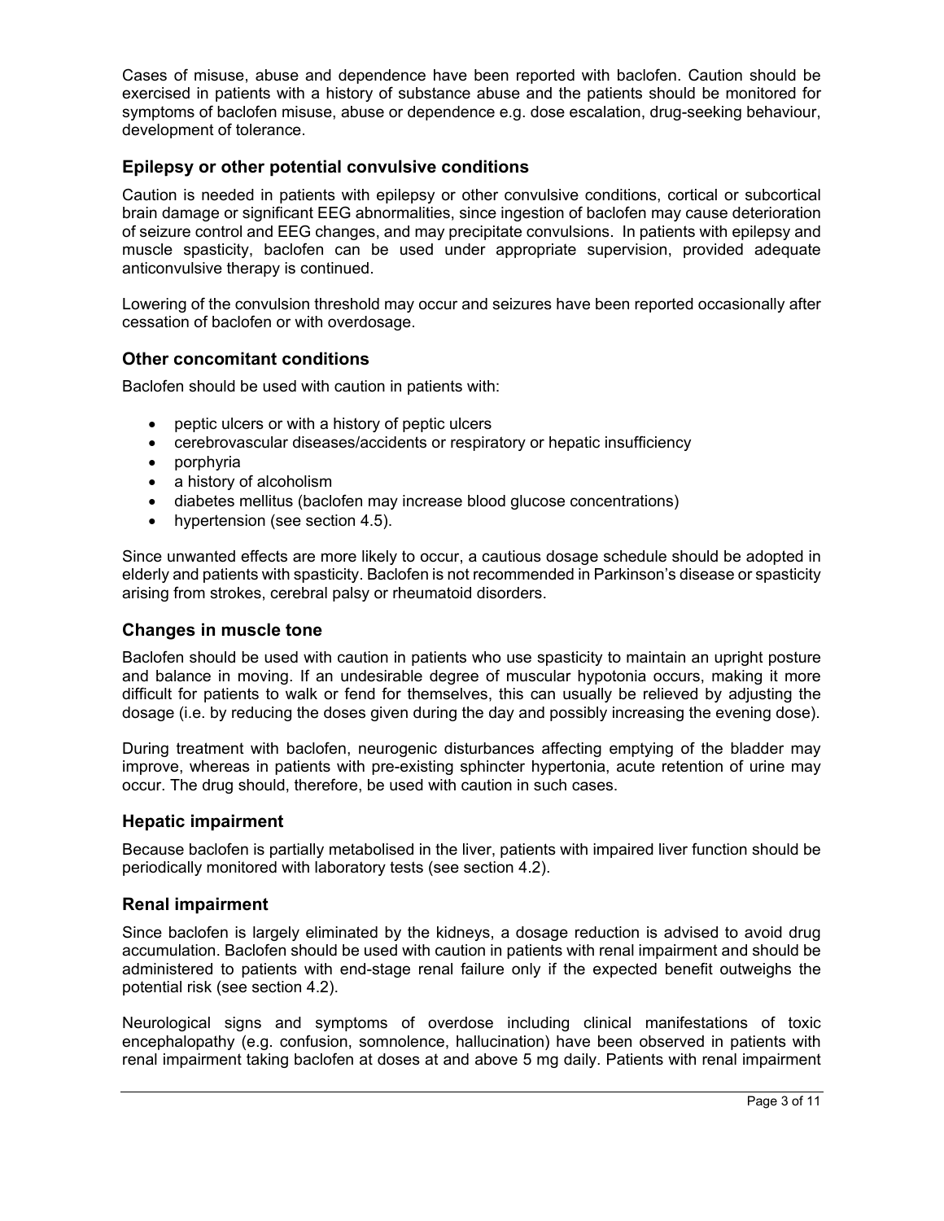Cases of misuse, abuse and dependence have been reported with baclofen. Caution should be exercised in patients with a history of substance abuse and the patients should be monitored for symptoms of baclofen misuse, abuse or dependence e.g. dose escalation, drug-seeking behaviour, development of tolerance.

### Epilepsy or other potential convulsive conditions

Caution is needed in patients with epilepsy or other convulsive conditions, cortical or subcortical brain damage or significant EEG abnormalities, since ingestion of baclofen may cause deterioration of seizure control and EEG changes, and may precipitate convulsions. In patients with epilepsy and muscle spasticity, baclofen can be used under appropriate supervision, provided adequate anticonvulsive therapy is continued.

Lowering of the convulsion threshold may occur and seizures have been reported occasionally after cessation of baclofen or with overdosage.

### Other concomitant conditions

Baclofen should be used with caution in patients with:

- peptic ulcers or with a history of peptic ulcers
- cerebrovascular diseases/accidents or respiratory or hepatic insufficiency
- porphyria
- a history of alcoholism
- diabetes mellitus (baclofen may increase blood glucose concentrations)
- hypertension (see section 4.5).

Since unwanted effects are more likely to occur, a cautious dosage schedule should be adopted in elderly and patients with spasticity. Baclofen is not recommended in Parkinson's disease or spasticity arising from strokes, cerebral palsy or rheumatoid disorders.

### Changes in muscle tone

Baclofen should be used with caution in patients who use spasticity to maintain an upright posture and balance in moving. If an undesirable degree of muscular hypotonia occurs, making it more difficult for patients to walk or fend for themselves, this can usually be relieved by adjusting the dosage (i.e. by reducing the doses given during the day and possibly increasing the evening dose).

During treatment with baclofen, neurogenic disturbances affecting emptying of the bladder may improve, whereas in patients with pre-existing sphincter hypertonia, acute retention of urine may occur. The drug should, therefore, be used with caution in such cases.

### Hepatic impairment

Because baclofen is partially metabolised in the liver, patients with impaired liver function should be periodically monitored with laboratory tests (see section 4.2).

### Renal impairment

Since baclofen is largely eliminated by the kidneys, a dosage reduction is advised to avoid drug accumulation. Baclofen should be used with caution in patients with renal impairment and should be administered to patients with end-stage renal failure only if the expected benefit outweighs the potential risk (see section 4.2).

Neurological signs and symptoms of overdose including clinical manifestations of toxic encephalopathy (e.g. confusion, somnolence, hallucination) have been observed in patients with renal impairment taking baclofen at doses at and above 5 mg daily. Patients with renal impairment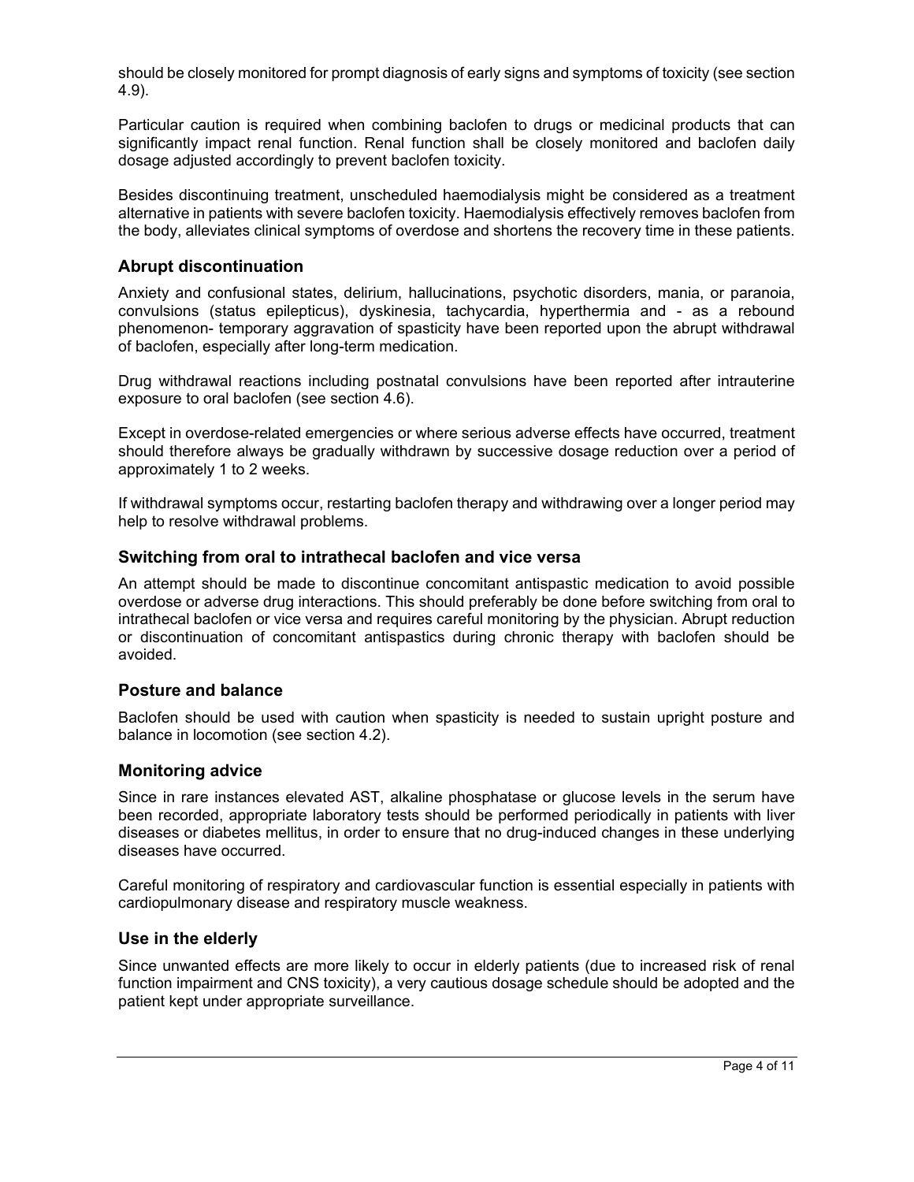should be closely monitored for prompt diagnosis of early signs and symptoms of toxicity (see section 4.9).

Particular caution is required when combining baclofen to drugs or medicinal products that can significantly impact renal function. Renal function shall be closely monitored and baclofen daily dosage adjusted accordingly to prevent baclofen toxicity.

Besides discontinuing treatment, unscheduled haemodialysis might be considered as a treatment alternative in patients with severe baclofen toxicity. Haemodialysis effectively removes baclofen from the body, alleviates clinical symptoms of overdose and shortens the recovery time in these patients.

### Abrupt discontinuation

Anxiety and confusional states, delirium, hallucinations, psychotic disorders, mania, or paranoia, convulsions (status epilepticus), dyskinesia, tachycardia, hyperthermia and - as a rebound phenomenon- temporary aggravation of spasticity have been reported upon the abrupt withdrawal of baclofen, especially after long-term medication.

Drug withdrawal reactions including postnatal convulsions have been reported after intrauterine exposure to oral baclofen (see section 4.6).

Except in overdose-related emergencies or where serious adverse effects have occurred, treatment should therefore always be gradually withdrawn by successive dosage reduction over a period of approximately 1 to 2 weeks.

If withdrawal symptoms occur, restarting baclofen therapy and withdrawing over a longer period may help to resolve withdrawal problems.

### Switching from oral to intrathecal baclofen and vice versa

An attempt should be made to discontinue concomitant antispastic medication to avoid possible overdose or adverse drug interactions. This should preferably be done before switching from oral to intrathecal baclofen or vice versa and requires careful monitoring by the physician. Abrupt reduction or discontinuation of concomitant antispastics during chronic therapy with baclofen should be avoided.

### Posture and balance

Baclofen should be used with caution when spasticity is needed to sustain upright posture and balance in locomotion (see section 4.2).

### Monitoring advice

Since in rare instances elevated AST, alkaline phosphatase or glucose levels in the serum have been recorded, appropriate laboratory tests should be performed periodically in patients with liver diseases or diabetes mellitus, in order to ensure that no drug-induced changes in these underlying diseases have occurred.

Careful monitoring of respiratory and cardiovascular function is essential especially in patients with cardiopulmonary disease and respiratory muscle weakness.

### Use in the elderly

Since unwanted effects are more likely to occur in elderly patients (due to increased risk of renal function impairment and CNS toxicity), a very cautious dosage schedule should be adopted and the patient kept under appropriate surveillance.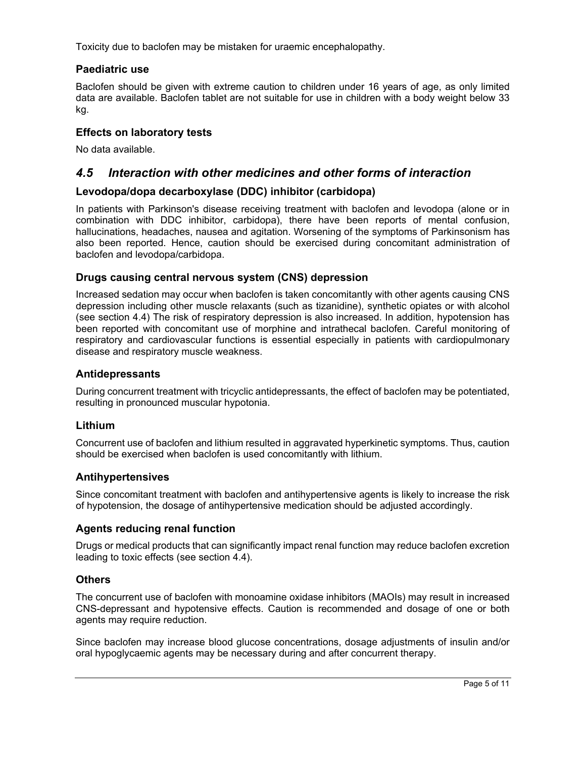Toxicity due to baclofen may be mistaken for uraemic encephalopathy.

### Paediatric use

Baclofen should be given with extreme caution to children under 16 years of age, as only limited data are available. Baclofen tablet are not suitable for use in children with a body weight below 33 kg.

### Effects on laboratory tests

No data available.

## *4.5 Interaction with other medicines and other forms of interaction*

### Levodopa/dopa decarboxylase (DDC) inhibitor (carbidopa)

In patients with Parkinson's disease receiving treatment with baclofen and levodopa (alone or in combination with DDC inhibitor, carbidopa), there have been reports of mental confusion, hallucinations, headaches, nausea and agitation. Worsening of the symptoms of Parkinsonism has also been reported. Hence, caution should be exercised during concomitant administration of baclofen and levodopa/carbidopa.

### Drugs causing central nervous system (CNS) depression

Increased sedation may occur when baclofen is taken concomitantly with other agents causing CNS depression including other muscle relaxants (such as tizanidine), synthetic opiates or with alcohol (see section 4.4) The risk of respiratory depression is also increased. In addition, hypotension has been reported with concomitant use of morphine and intrathecal baclofen. Careful monitoring of respiratory and cardiovascular functions is essential especially in patients with cardiopulmonary disease and respiratory muscle weakness.

### Antidepressants

During concurrent treatment with tricyclic antidepressants, the effect of baclofen may be potentiated, resulting in pronounced muscular hypotonia.

### Lithium

Concurrent use of baclofen and lithium resulted in aggravated hyperkinetic symptoms. Thus, caution should be exercised when baclofen is used concomitantly with lithium.

### Antihypertensives

Since concomitant treatment with baclofen and antihypertensive agents is likely to increase the risk of hypotension, the dosage of antihypertensive medication should be adjusted accordingly.

### Agents reducing renal function

Drugs or medical products that can significantly impact renal function may reduce baclofen excretion leading to toxic effects (see section 4.4).

### Others

The concurrent use of baclofen with monoamine oxidase inhibitors (MAOIs) may result in increased CNS-depressant and hypotensive effects. Caution is recommended and dosage of one or both agents may require reduction.

Since baclofen may increase blood glucose concentrations, dosage adjustments of insulin and/or oral hypoglycaemic agents may be necessary during and after concurrent therapy.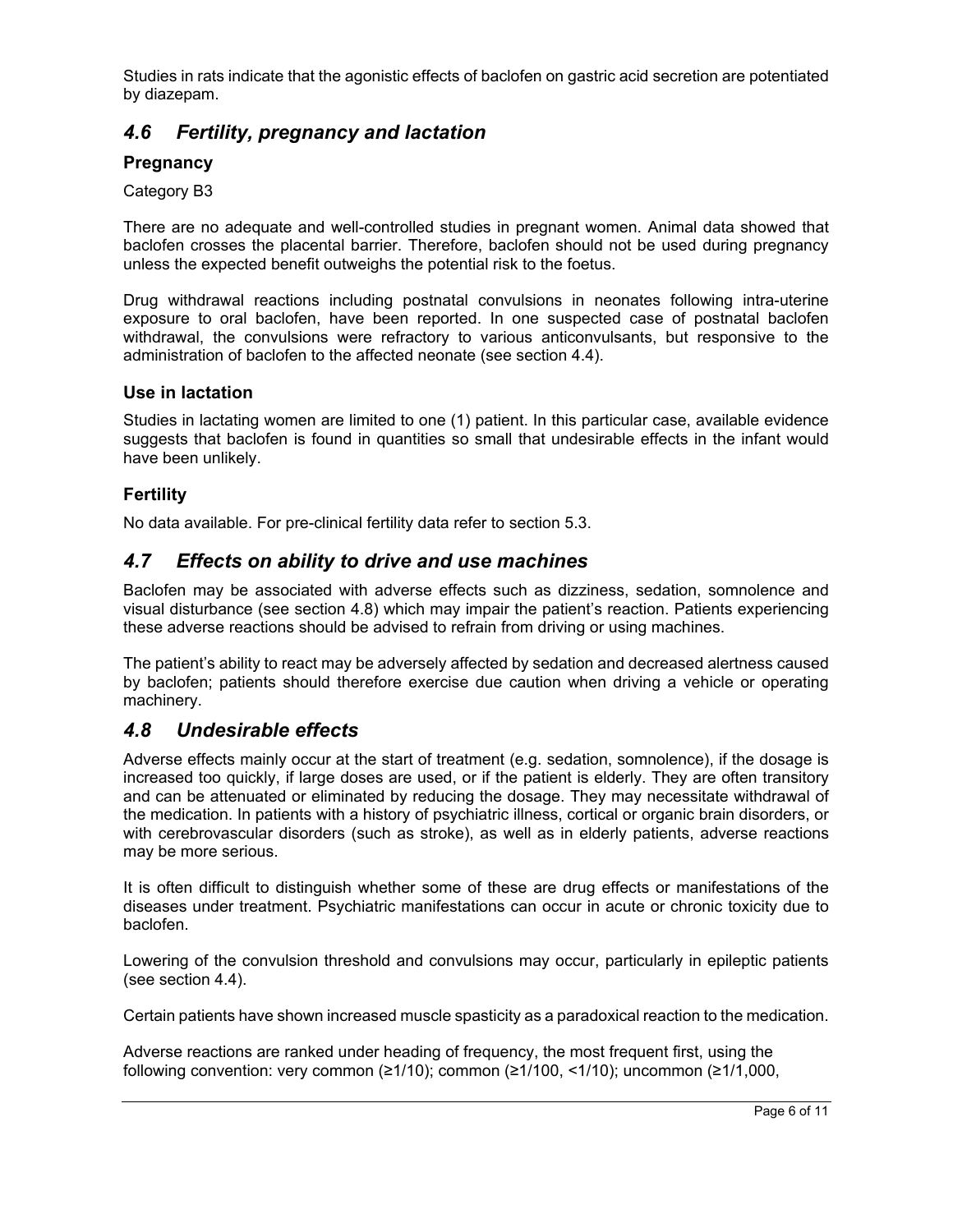Studies in rats indicate that the agonistic effects of baclofen on gastric acid secretion are potentiated by diazepam.

## *4.6 Fertility, pregnancy and lactation*

### Pregnancy

Category B3

There are no adequate and well-controlled studies in pregnant women. Animal data showed that baclofen crosses the placental barrier. Therefore, baclofen should not be used during pregnancy unless the expected benefit outweighs the potential risk to the foetus.

Drug withdrawal reactions including postnatal convulsions in neonates following intra-uterine exposure to oral baclofen, have been reported. In one suspected case of postnatal baclofen withdrawal, the convulsions were refractory to various anticonvulsants, but responsive to the administration of baclofen to the affected neonate (see section 4.4).

### Use in lactation

Studies in lactating women are limited to one (1) patient. In this particular case, available evidence suggests that baclofen is found in quantities so small that undesirable effects in the infant would have been unlikely.

### Fertility

No data available. For pre-clinical fertility data refer to section 5.3.

## *4.7 Effects on ability to drive and use machines*

Baclofen may be associated with adverse effects such as dizziness, sedation, somnolence and visual disturbance (see section 4.8) which may impair the patient's reaction. Patients experiencing these adverse reactions should be advised to refrain from driving or using machines.

The patient's ability to react may be adversely affected by sedation and decreased alertness caused by baclofen; patients should therefore exercise due caution when driving a vehicle or operating machinery.

## *4.8 Undesirable effects*

Adverse effects mainly occur at the start of treatment (e.g. sedation, somnolence), if the dosage is increased too quickly, if large doses are used, or if the patient is elderly. They are often transitory and can be attenuated or eliminated by reducing the dosage. They may necessitate withdrawal of the medication. In patients with a history of psychiatric illness, cortical or organic brain disorders, or with cerebrovascular disorders (such as stroke), as well as in elderly patients, adverse reactions may be more serious.

It is often difficult to distinguish whether some of these are drug effects or manifestations of the diseases under treatment. Psychiatric manifestations can occur in acute or chronic toxicity due to baclofen.

Lowering of the convulsion threshold and convulsions may occur, particularly in epileptic patients (see section 4.4).

Certain patients have shown increased muscle spasticity as a paradoxical reaction to the medication.

Adverse reactions are ranked under heading of frequency, the most frequent first, using the following convention: very common (≥1/10); common (≥1/100, <1/10); uncommon (≥1/1,000,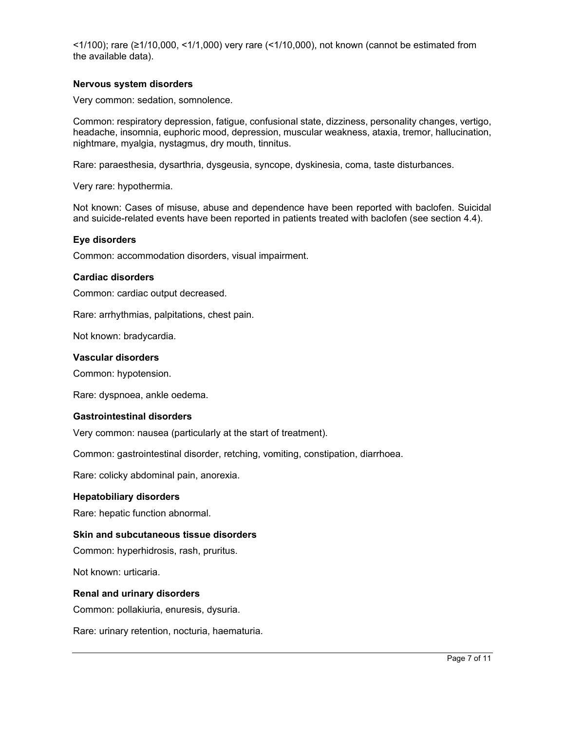<1/100); rare (≥1/10,000, <1/1,000) very rare (<1/10,000), not known (cannot be estimated from the available data).

**Nervous system disorders**

Very common: sedation, somnolence.

Common: respiratory depression, fatigue, confusional state, dizziness, personality changes, vertigo, headache, insomnia, euphoric mood, depression, muscular weakness, ataxia, tremor, hallucination, nightmare, myalgia, nystagmus, dry mouth, tinnitus.

Rare: paraesthesia, dysarthria, dysgeusia, syncope, dyskinesia, coma, taste disturbances.

Very rare: hypothermia.

Not known: Cases of misuse, abuse and dependence have been reported with baclofen. Suicidal and suicide-related events have been reported in patients treated with baclofen (see section 4.4).

**Eye disorders**

Common: accommodation disorders, visual impairment.

**Cardiac disorders**

Common: cardiac output decreased.

Rare: arrhythmias, palpitations, chest pain.

Not known: bradycardia.

**Vascular disorders**

Common: hypotension.

Rare: dyspnoea, ankle oedema.

**Gastrointestinal disorders**

Very common: nausea (particularly at the start of treatment).

Common: gastrointestinal disorder, retching, vomiting, constipation, diarrhoea.

Rare: colicky abdominal pain, anorexia.

**Hepatobiliary disorders**

Rare: hepatic function abnormal.

**Skin and subcutaneous tissue disorders**

Common: hyperhidrosis, rash, pruritus.

Not known: urticaria.

**Renal and urinary disorders**

Common: pollakiuria, enuresis, dysuria.

Rare: urinary retention, nocturia, haematuria.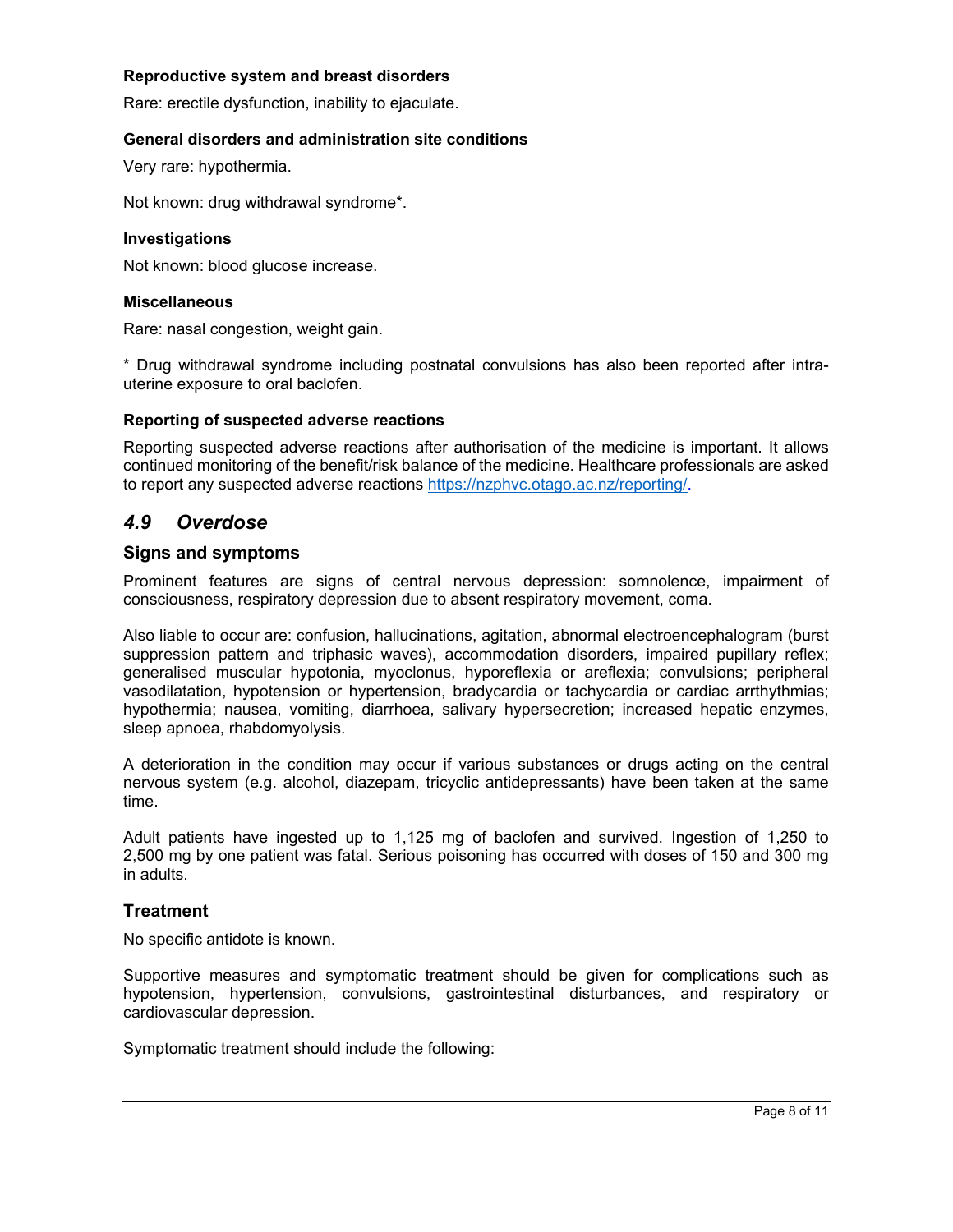**Reproductive system and breast disorders**

Rare: erectile dysfunction, inability to ejaculate.

**General disorders and administration site conditions**

Very rare: hypothermia.

Not known: drug withdrawal syndrome*.

**Investigations**

Not known: blood glucose increase.

**Miscellaneous**

Rare: nasal congestion, weight gain.

* Drug withdrawal syndrome including postnatal convulsions has also been reported after intra-uterine exposure to oral baclofen.

**Reporting of suspected adverse reactions**

Reporting suspected adverse reactions after authorisation of the medicine is important. It allows continued monitoring of the benefit/risk balance of the medicine. Healthcare professionals are asked to report any suspected adverse reactions https://nzphvc.otago.ac.nz/reporting/.

## *4.9 Overdose*

### Signs and symptoms

Prominent features are signs of central nervous depression: somnolence, impairment of consciousness, respiratory depression due to absent respiratory movement, coma.

Also liable to occur are: confusion, hallucinations, agitation, abnormal electroencephalogram (burst suppression pattern and triphasic waves), accommodation disorders, impaired pupillary reflex; generalised muscular hypotonia, myoclonus, hyporeflexia or areflexia; convulsions; peripheral vasodilatation, hypotension or hypertension, bradycardia or tachycardia or cardiac arrthythmias; hypothermia; nausea, vomiting, diarrhoea, salivary hypersecretion; increased hepatic enzymes, sleep apnoea, rhabdomyolysis.

A deterioration in the condition may occur if various substances or drugs acting on the central nervous system (e.g. alcohol, diazepam, tricyclic antidepressants) have been taken at the same time.

Adult patients have ingested up to 1,125 mg of baclofen and survived. Ingestion of 1,250 to 2,500 mg by one patient was fatal. Serious poisoning has occurred with doses of 150 and 300 mg in adults.

### Treatment

No specific antidote is known.

Supportive measures and symptomatic treatment should be given for complications such as hypotension, hypertension, convulsions, gastrointestinal disturbances, and respiratory or cardiovascular depression.

Symptomatic treatment should include the following: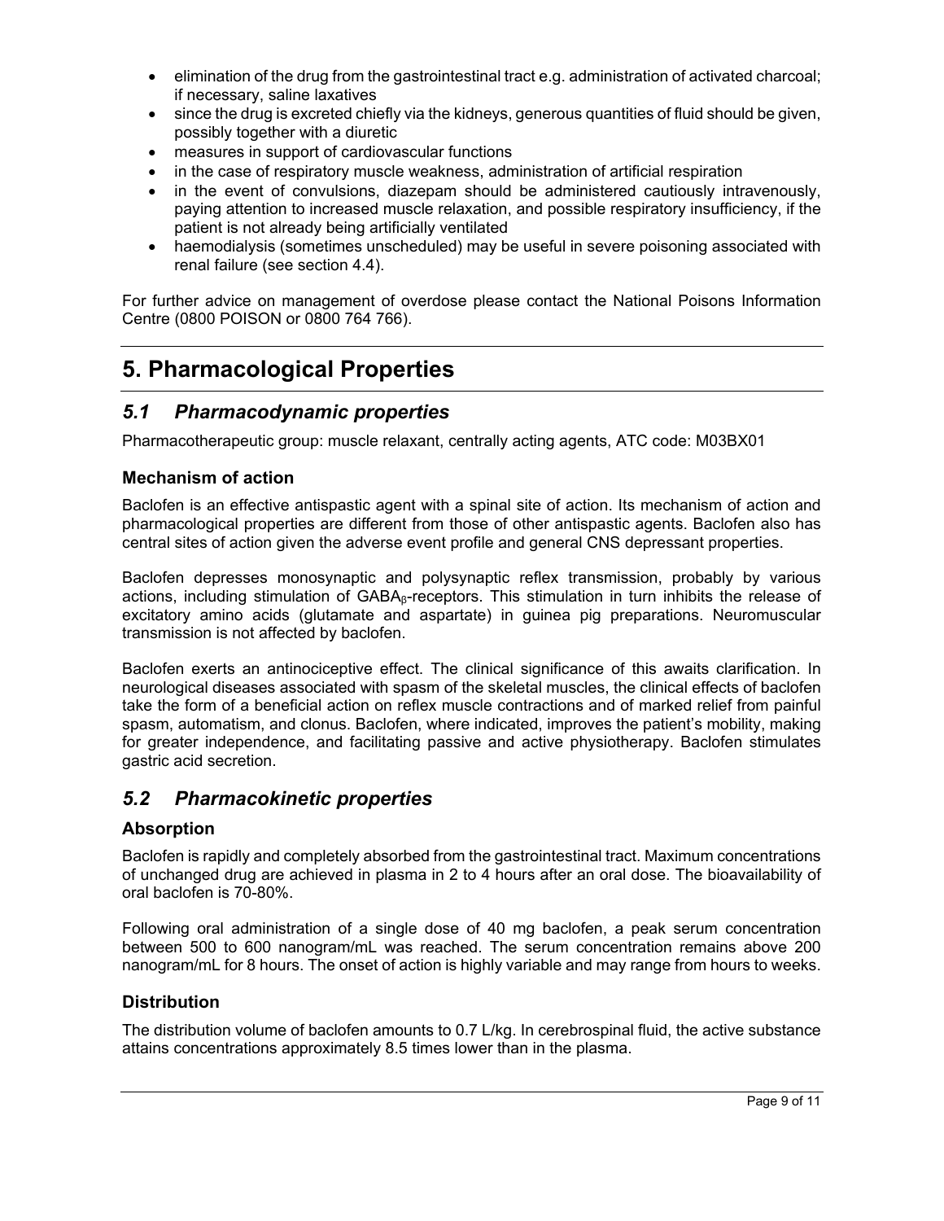- elimination of the drug from the gastrointestinal tract e.g. administration of activated charcoal; if necessary, saline laxatives
- since the drug is excreted chiefly via the kidneys, generous quantities of fluid should be given, possibly together with a diuretic
- measures in support of cardiovascular functions
- in the case of respiratory muscle weakness, administration of artificial respiration
- in the event of convulsions, diazepam should be administered cautiously intravenously, paying attention to increased muscle relaxation, and possible respiratory insufficiency, if the patient is not already being artificially ventilated
- haemodialysis (sometimes unscheduled) may be useful in severe poisoning associated with renal failure (see section 4.4).

For further advice on management of overdose please contact the National Poisons Information Centre (0800 POISON or 0800 764 766).

# 5. Pharmacological Properties

## *5.1 Pharmacodynamic properties*

Pharmacotherapeutic group: muscle relaxant, centrally acting agents, ATC code: M03BX01

### Mechanism of action

Baclofen is an effective antispastic agent with a spinal site of action. Its mechanism of action and pharmacological properties are different from those of other antispastic agents. Baclofen also has central sites of action given the adverse event profile and general CNS depressant properties.

Baclofen depresses monosynaptic and polysynaptic reflex transmission, probably by various actions, including stimulation of $GABA_{\beta}$-receptors. This stimulation in turn inhibits the release of excitatory amino acids (glutamate and aspartate) in guinea pig preparations. Neuromuscular transmission is not affected by baclofen.

Baclofen exerts an antinociceptive effect. The clinical significance of this awaits clarification. In neurological diseases associated with spasm of the skeletal muscles, the clinical effects of baclofen take the form of a beneficial action on reflex muscle contractions and of marked relief from painful spasm, automatism, and clonus. Baclofen, where indicated, improves the patient's mobility, making for greater independence, and facilitating passive and active physiotherapy. Baclofen stimulates gastric acid secretion.

## *5.2 Pharmacokinetic properties*

### Absorption

Baclofen is rapidly and completely absorbed from the gastrointestinal tract. Maximum concentrations of unchanged drug are achieved in plasma in 2 to 4 hours after an oral dose. The bioavailability of oral baclofen is 70-80%.

Following oral administration of a single dose of 40 mg baclofen, a peak serum concentration between 500 to 600 nanogram/mL was reached. The serum concentration remains above 200 nanogram/mL for 8 hours. The onset of action is highly variable and may range from hours to weeks.

### Distribution

The distribution volume of baclofen amounts to 0.7 L/kg. In cerebrospinal fluid, the active substance attains concentrations approximately 8.5 times lower than in the plasma.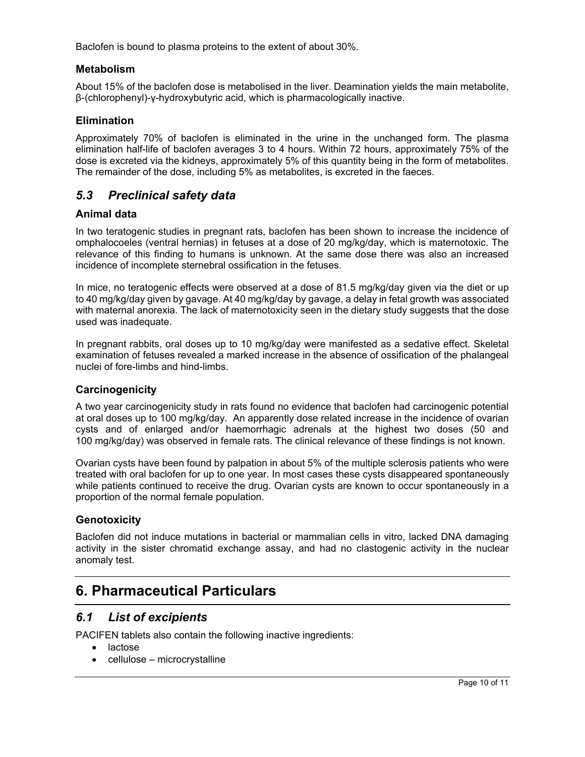Baclofen is bound to plasma proteins to the extent of about 30%.

### Metabolism

About 15% of the baclofen dose is metabolised in the liver. Deamination yields the main metabolite, β-(chlorophenyl)-γ-hydroxybutyric acid, which is pharmacologically inactive.

### Elimination

Approximately 70% of baclofen is eliminated in the urine in the unchanged form. The plasma elimination half-life of baclofen averages 3 to 4 hours. Within 72 hours, approximately 75% of the dose is excreted via the kidneys, approximately 5% of this quantity being in the form of metabolites. The remainder of the dose, including 5% as metabolites, is excreted in the faeces.

## *5.3 Preclinical safety data*

### Animal data

In two teratogenic studies in pregnant rats, baclofen has been shown to increase the incidence of omphalocoeles (ventral hernias) in fetuses at a dose of 20 mg/kg/day, which is maternotoxic. The relevance of this finding to humans is unknown. At the same dose there was also an increased incidence of incomplete sternebral ossification in the fetuses.

In mice, no teratogenic effects were observed at a dose of 81.5 mg/kg/day given via the diet or up to 40 mg/kg/day given by gavage. At 40 mg/kg/day by gavage, a delay in fetal growth was associated with maternal anorexia. The lack of maternotoxicity seen in the dietary study suggests that the dose used was inadequate.

In pregnant rabbits, oral doses up to 10 mg/kg/day were manifested as a sedative effect. Skeletal examination of fetuses revealed a marked increase in the absence of ossification of the phalangeal nuclei of fore-limbs and hind-limbs.

### Carcinogenicity

A two year carcinogenicity study in rats found no evidence that baclofen had carcinogenic potential at oral doses up to 100 mg/kg/day. An apparently dose related increase in the incidence of ovarian cysts and of enlarged and/or haemorrhagic adrenals at the highest two doses (50 and 100 mg/kg/day) was observed in female rats. The clinical relevance of these findings is not known.

Ovarian cysts have been found by palpation in about 5% of the multiple sclerosis patients who were treated with oral baclofen for up to one year. In most cases these cysts disappeared spontaneously while patients continued to receive the drug. Ovarian cysts are known to occur spontaneously in a proportion of the normal female population.

### Genotoxicity

Baclofen did not induce mutations in bacterial or mammalian cells in vitro, lacked DNA damaging activity in the sister chromatid exchange assay, and had no clastogenic activity in the nuclear anomaly test.

# 6. Pharmaceutical Particulars

## *6.1 List of excipients*

PACIFEN tablets also contain the following inactive ingredients:

- lactose
- cellulose – microcrystalline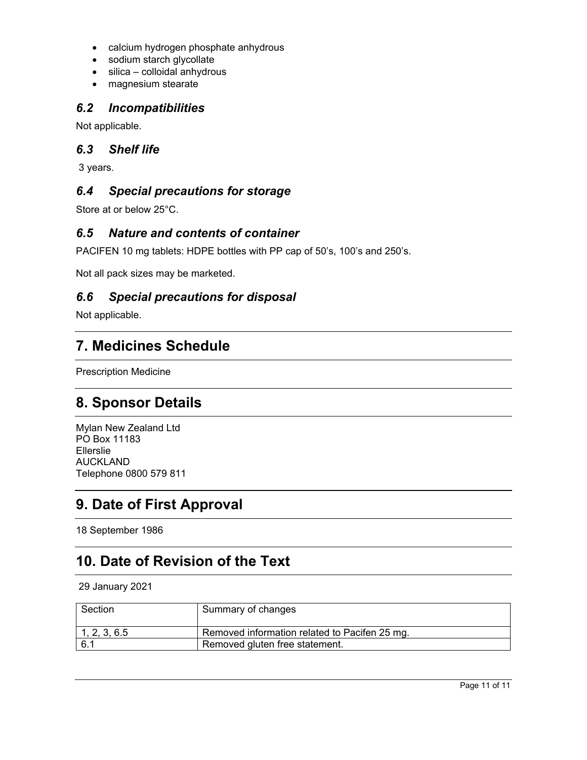- calcium hydrogen phosphate anhydrous
- sodium starch glycollate
- silica – colloidal anhydrous
- magnesium stearate

### *6.2 Incompatibilities*

Not applicable.

### *6.3 Shelf life*

3 years.

### *6.4 Special precautions for storage*

Store at or below 25°C.

### *6.5 Nature and contents of container*

PACIFEN 10 mg tablets: HDPE bottles with PP cap of 50's, 100's and 250's.

Not all pack sizes may be marketed.

### *6.6 Special precautions for disposal*

Not applicable.

## 7. Medicines Schedule

Prescription Medicine

## 8. Sponsor Details

Mylan New Zealand Ltd
PO Box 11183
Ellerslie
AUCKLAND
Telephone 0800 579 811

## 9. Date of First Approval

18 September 1986

## 10. Date of Revision of the Text

29 January 2021

| Section | Summary of changes |
|---|---|
| 1, 2, 3, 6.5 | Removed information related to Pacifen 25 mg. |
| 6.1 | Removed gluten free statement. |